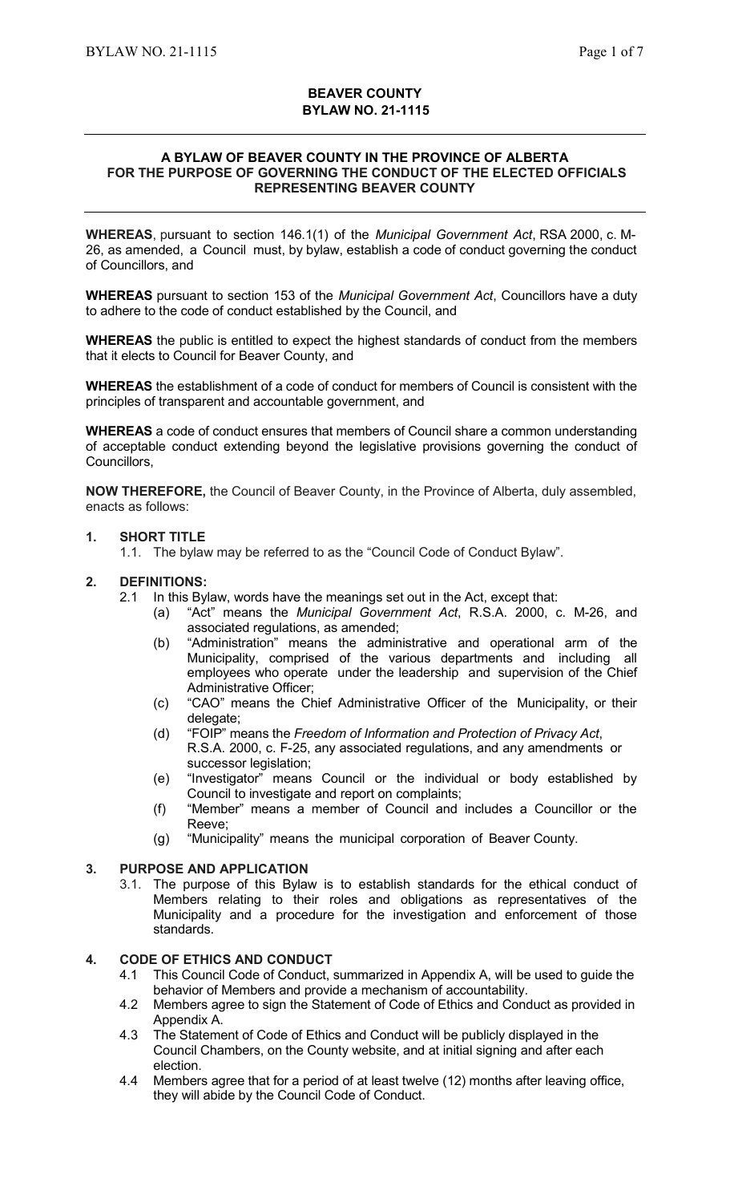**BEAVER COUNTY**
**BYLAW NO. 21-1115**

---

**A BYLAW OF BEAVER COUNTY IN THE PROVINCE OF ALBERTA FOR THE PURPOSE OF GOVERNING THE CONDUCT OF THE ELECTED OFFICIALS REPRESENTING BEAVER COUNTY**

---

**WHEREAS**, pursuant to section 146.1(1) of the *Municipal Government Act*, RSA 2000, c. M-26, as amended, a Council must, by bylaw, establish a code of conduct governing the conduct of Councillors, and

**WHEREAS** pursuant to section 153 of the *Municipal Government Act*, Councillors have a duty to adhere to the code of conduct established by the Council, and

**WHEREAS** the public is entitled to expect the highest standards of conduct from the members that it elects to Council for Beaver County, and

**WHEREAS** the establishment of a code of conduct for members of Council is consistent with the principles of transparent and accountable government, and

**WHEREAS** a code of conduct ensures that members of Council share a common understanding of acceptable conduct extending beyond the legislative provisions governing the conduct of Councillors,

**NOW THEREFORE,** the Council of Beaver County, in the Province of Alberta, duly assembled, enacts as follows:

## 1. SHORT TITLE

1.1. The bylaw may be referred to as the "Council Code of Conduct Bylaw".

## 2. DEFINITIONS:

2.1 In this Bylaw, words have the meanings set out in the Act, except that:

(a) "Act" means the *Municipal Government Act*, R.S.A. 2000, c. M-26, and associated regulations, as amended;

(b) "Administration" means the administrative and operational arm of the Municipality, comprised of the various departments and including all employees who operate under the leadership and supervision of the Chief Administrative Officer;

(c) "CAO" means the Chief Administrative Officer of the Municipality, or their delegate;

(d) "FOIP" means the *Freedom of Information and Protection of Privacy Act*, R.S.A. 2000, c. F-25, any associated regulations, and any amendments or successor legislation;

(e) "Investigator" means Council or the individual or body established by Council to investigate and report on complaints;

(f) "Member" means a member of Council and includes a Councillor or the Reeve;

(g) "Municipality" means the municipal corporation of Beaver County.

## 3. PURPOSE AND APPLICATION

3.1. The purpose of this Bylaw is to establish standards for the ethical conduct of Members relating to their roles and obligations as representatives of the Municipality and a procedure for the investigation and enforcement of those standards.

## 4. CODE OF ETHICS AND CONDUCT

4.1 This Council Code of Conduct, summarized in Appendix A, will be used to guide the behavior of Members and provide a mechanism of accountability.

4.2 Members agree to sign the Statement of Code of Ethics and Conduct as provided in Appendix A.

4.3 The Statement of Code of Ethics and Conduct will be publicly displayed in the Council Chambers, on the County website, and at initial signing and after each election.

4.4 Members agree that for a period of at least twelve (12) months after leaving office, they will abide by the Council Code of Conduct.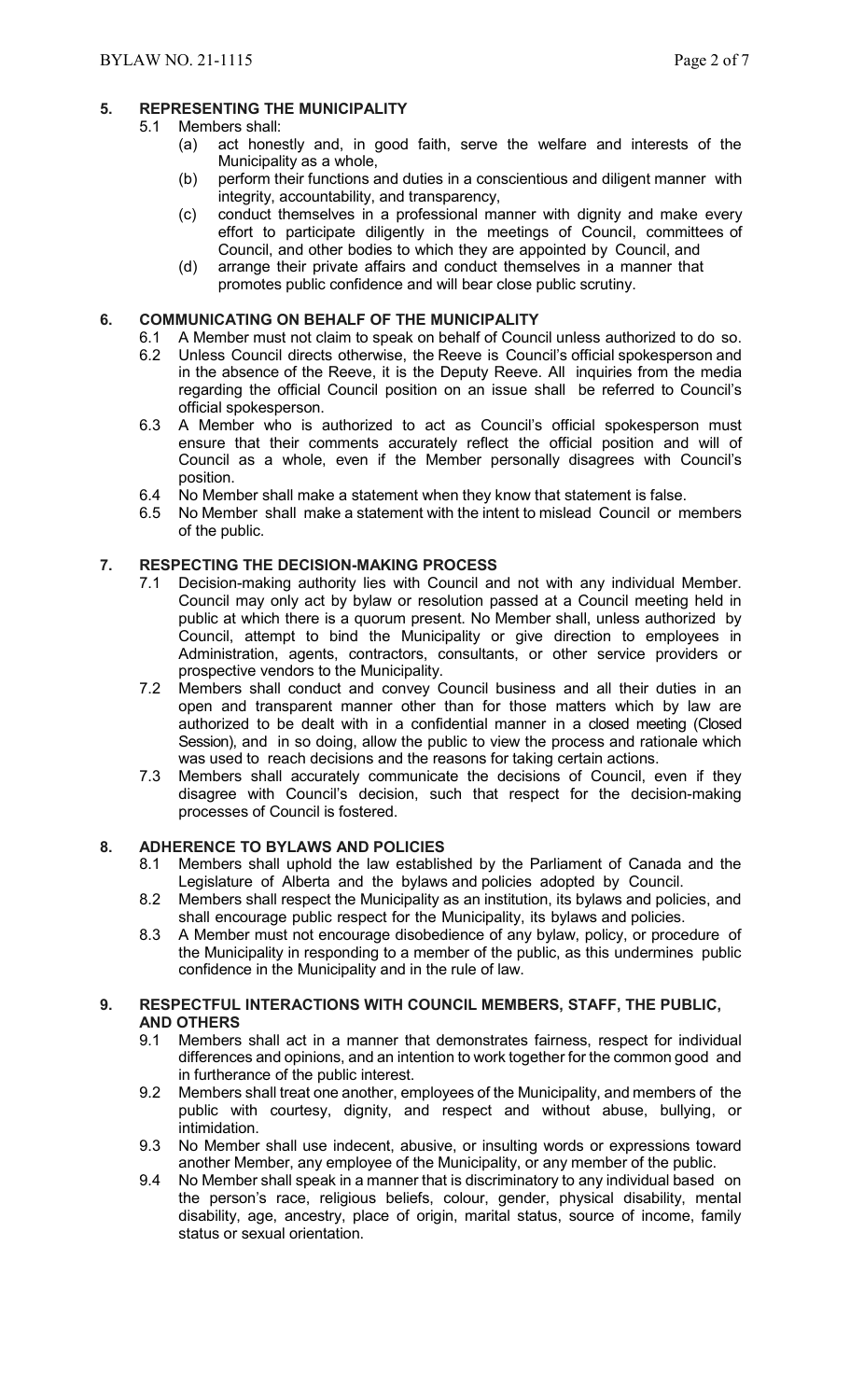## 5. REPRESENTING THE MUNICIPALITY

5.1 Members shall:

(a) act honestly and, in good faith, serve the welfare and interests of the Municipality as a whole,

(b) perform their functions and duties in a conscientious and diligent manner with integrity, accountability, and transparency,

(c) conduct themselves in a professional manner with dignity and make every effort to participate diligently in the meetings of Council, committees of Council, and other bodies to which they are appointed by Council, and

(d) arrange their private affairs and conduct themselves in a manner that promotes public confidence and will bear close public scrutiny.

## 6. COMMUNICATING ON BEHALF OF THE MUNICIPALITY

6.1 A Member must not claim to speak on behalf of Council unless authorized to do so.

6.2 Unless Council directs otherwise, the Reeve is Council's official spokesperson and in the absence of the Reeve, it is the Deputy Reeve. All inquiries from the media regarding the official Council position on an issue shall be referred to Council's official spokesperson.

6.3 A Member who is authorized to act as Council's official spokesperson must ensure that their comments accurately reflect the official position and will of Council as a whole, even if the Member personally disagrees with Council's position.

6.4 No Member shall make a statement when they know that statement is false.

6.5 No Member shall make a statement with the intent to mislead Council or members of the public.

## 7. RESPECTING THE DECISION-MAKING PROCESS

7.1 Decision-making authority lies with Council and not with any individual Member. Council may only act by bylaw or resolution passed at a Council meeting held in public at which there is a quorum present. No Member shall, unless authorized by Council, attempt to bind the Municipality or give direction to employees in Administration, agents, contractors, consultants, or other service providers or prospective vendors to the Municipality.

7.2 Members shall conduct and convey Council business and all their duties in an open and transparent manner other than for those matters which by law are authorized to be dealt with in a confidential manner in a closed meeting (Closed Session), and in so doing, allow the public to view the process and rationale which was used to reach decisions and the reasons for taking certain actions.

7.3 Members shall accurately communicate the decisions of Council, even if they disagree with Council's decision, such that respect for the decision-making processes of Council is fostered.

## 8. ADHERENCE TO BYLAWS AND POLICIES

8.1 Members shall uphold the law established by the Parliament of Canada and the Legislature of Alberta and the bylaws and policies adopted by Council.

8.2 Members shall respect the Municipality as an institution, its bylaws and policies, and shall encourage public respect for the Municipality, its bylaws and policies.

8.3 A Member must not encourage disobedience of any bylaw, policy, or procedure of the Municipality in responding to a member of the public, as this undermines public confidence in the Municipality and in the rule of law.

## 9. RESPECTFUL INTERACTIONS WITH COUNCIL MEMBERS, STAFF, THE PUBLIC, AND OTHERS

9.1 Members shall act in a manner that demonstrates fairness, respect for individual differences and opinions, and an intention to work together for the common good and in furtherance of the public interest.

9.2 Members shall treat one another, employees of the Municipality, and members of the public with courtesy, dignity, and respect and without abuse, bullying, or intimidation.

9.3 No Member shall use indecent, abusive, or insulting words or expressions toward another Member, any employee of the Municipality, or any member of the public.

9.4 No Member shall speak in a manner that is discriminatory to any individual based on the person's race, religious beliefs, colour, gender, physical disability, mental disability, age, ancestry, place of origin, marital status, source of income, family status or sexual orientation.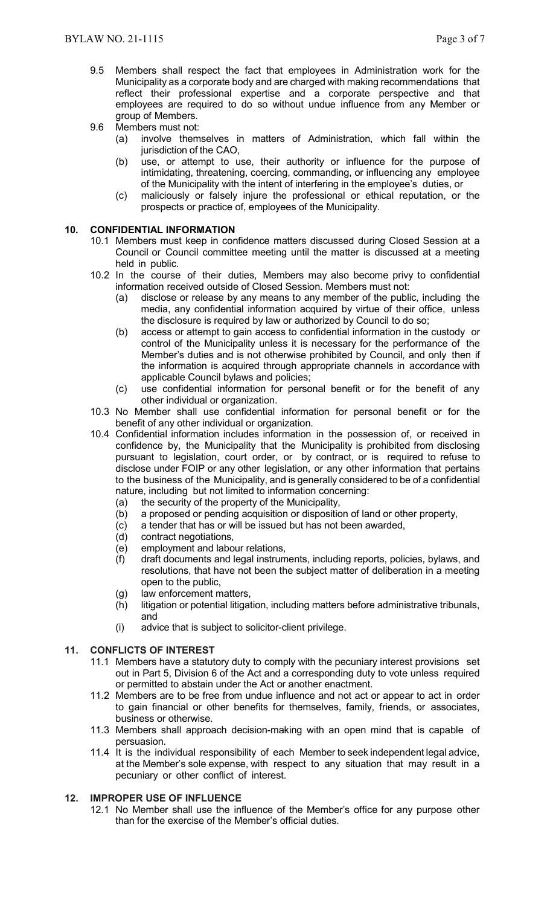9.5 Members shall respect the fact that employees in Administration work for the Municipality as a corporate body and are charged with making recommendations that reflect their professional expertise and a corporate perspective and that employees are required to do so without undue influence from any Member or group of Members.

9.6 Members must not:

(a) involve themselves in matters of Administration, which fall within the jurisdiction of the CAO,

(b) use, or attempt to use, their authority or influence for the purpose of intimidating, threatening, coercing, commanding, or influencing any employee of the Municipality with the intent of interfering in the employee's duties, or

(c) maliciously or falsely injure the professional or ethical reputation, or the prospects or practice of, employees of the Municipality.

## 10. CONFIDENTIAL INFORMATION

10.1 Members must keep in confidence matters discussed during Closed Session at a Council or Council committee meeting until the matter is discussed at a meeting held in public.

10.2 In the course of their duties, Members may also become privy to confidential information received outside of Closed Session. Members must not:

(a) disclose or release by any means to any member of the public, including the media, any confidential information acquired by virtue of their office, unless the disclosure is required by law or authorized by Council to do so;

(b) access or attempt to gain access to confidential information in the custody or control of the Municipality unless it is necessary for the performance of the Member's duties and is not otherwise prohibited by Council, and only then if the information is acquired through appropriate channels in accordance with applicable Council bylaws and policies;

(c) use confidential information for personal benefit or for the benefit of any other individual or organization.

10.3 No Member shall use confidential information for personal benefit or for the benefit of any other individual or organization.

10.4 Confidential information includes information in the possession of, or received in confidence by, the Municipality that the Municipality is prohibited from disclosing pursuant to legislation, court order, or by contract, or is required to refuse to disclose under FOIP or any other legislation, or any other information that pertains to the business of the Municipality, and is generally considered to be of a confidential nature, including but not limited to information concerning:

(a) the security of the property of the Municipality,

(b) a proposed or pending acquisition or disposition of land or other property,

(c) a tender that has or will be issued but has not been awarded,

(d) contract negotiations,

(e) employment and labour relations,

(f) draft documents and legal instruments, including reports, policies, bylaws, and resolutions, that have not been the subject matter of deliberation in a meeting open to the public,

(g) law enforcement matters,

(h) litigation or potential litigation, including matters before administrative tribunals, and

(i) advice that is subject to solicitor-client privilege.

## 11. CONFLICTS OF INTEREST

11.1 Members have a statutory duty to comply with the pecuniary interest provisions set out in Part 5, Division 6 of the Act and a corresponding duty to vote unless required or permitted to abstain under the Act or another enactment.

11.2 Members are to be free from undue influence and not act or appear to act in order to gain financial or other benefits for themselves, family, friends, or associates, business or otherwise.

11.3 Members shall approach decision-making with an open mind that is capable of persuasion.

11.4 It is the individual responsibility of each Member to seek independent legal advice, at the Member's sole expense, with respect to any situation that may result in a pecuniary or other conflict of interest.

## 12. IMPROPER USE OF INFLUENCE

12.1 No Member shall use the influence of the Member's office for any purpose other than for the exercise of the Member's official duties.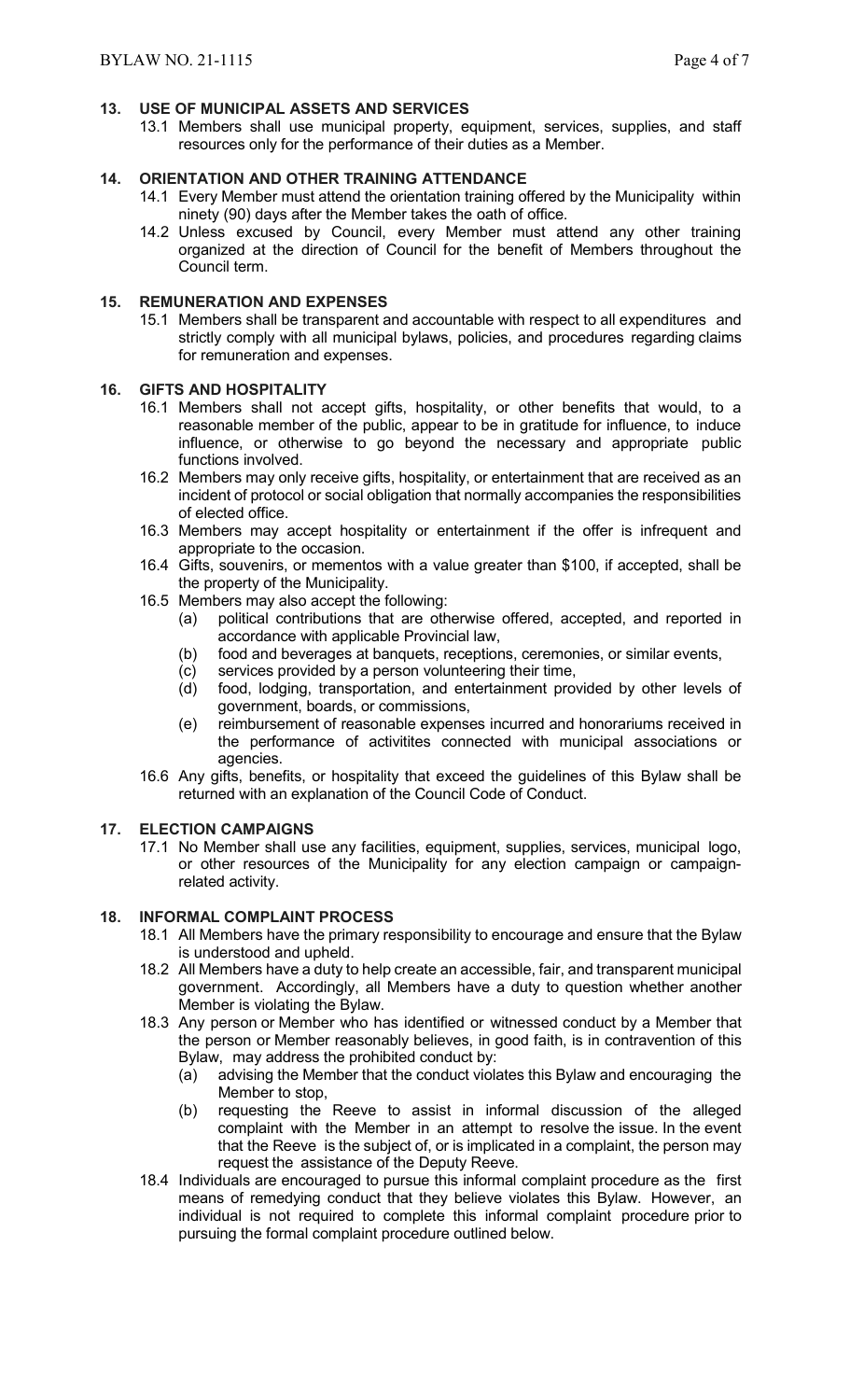## 13. USE OF MUNICIPAL ASSETS AND SERVICES

13.1 Members shall use municipal property, equipment, services, supplies, and staff resources only for the performance of their duties as a Member.

## 14. ORIENTATION AND OTHER TRAINING ATTENDANCE

14.1 Every Member must attend the orientation training offered by the Municipality within ninety (90) days after the Member takes the oath of office.

14.2 Unless excused by Council, every Member must attend any other training organized at the direction of Council for the benefit of Members throughout the Council term.

## 15. REMUNERATION AND EXPENSES

15.1 Members shall be transparent and accountable with respect to all expenditures and strictly comply with all municipal bylaws, policies, and procedures regarding claims for remuneration and expenses.

## 16. GIFTS AND HOSPITALITY

16.1 Members shall not accept gifts, hospitality, or other benefits that would, to a reasonable member of the public, appear to be in gratitude for influence, to induce influence, or otherwise to go beyond the necessary and appropriate public functions involved.

16.2 Members may only receive gifts, hospitality, or entertainment that are received as an incident of protocol or social obligation that normally accompanies the responsibilities of elected office.

16.3 Members may accept hospitality or entertainment if the offer is infrequent and appropriate to the occasion.

16.4 Gifts, souvenirs, or mementos with a value greater than $100, if accepted, shall be the property of the Municipality.

16.5 Members may also accept the following:

- (a) political contributions that are otherwise offered, accepted, and reported in accordance with applicable Provincial law,
- (b) food and beverages at banquets, receptions, ceremonies, or similar events,
- (c) services provided by a person volunteering their time,
- (d) food, lodging, transportation, and entertainment provided by other levels of government, boards, or commissions,
- (e) reimbursement of reasonable expenses incurred and honorariums received in the performance of activitites connected with municipal associations or agencies.

16.6 Any gifts, benefits, or hospitality that exceed the guidelines of this Bylaw shall be returned with an explanation of the Council Code of Conduct.

## 17. ELECTION CAMPAIGNS

17.1 No Member shall use any facilities, equipment, supplies, services, municipal logo, or other resources of the Municipality for any election campaign or campaign-related activity.

## 18. INFORMAL COMPLAINT PROCESS

18.1 All Members have the primary responsibility to encourage and ensure that the Bylaw is understood and upheld.

18.2 All Members have a duty to help create an accessible, fair, and transparent municipal government. Accordingly, all Members have a duty to question whether another Member is violating the Bylaw.

18.3 Any person or Member who has identified or witnessed conduct by a Member that the person or Member reasonably believes, in good faith, is in contravention of this Bylaw, may address the prohibited conduct by:

- (a) advising the Member that the conduct violates this Bylaw and encouraging the Member to stop,
- (b) requesting the Reeve to assist in informal discussion of the alleged complaint with the Member in an attempt to resolve the issue. In the event that the Reeve is the subject of, or is implicated in a complaint, the person may request the assistance of the Deputy Reeve.

18.4 Individuals are encouraged to pursue this informal complaint procedure as the first means of remedying conduct that they believe violates this Bylaw. However, an individual is not required to complete this informal complaint procedure prior to pursuing the formal complaint procedure outlined below.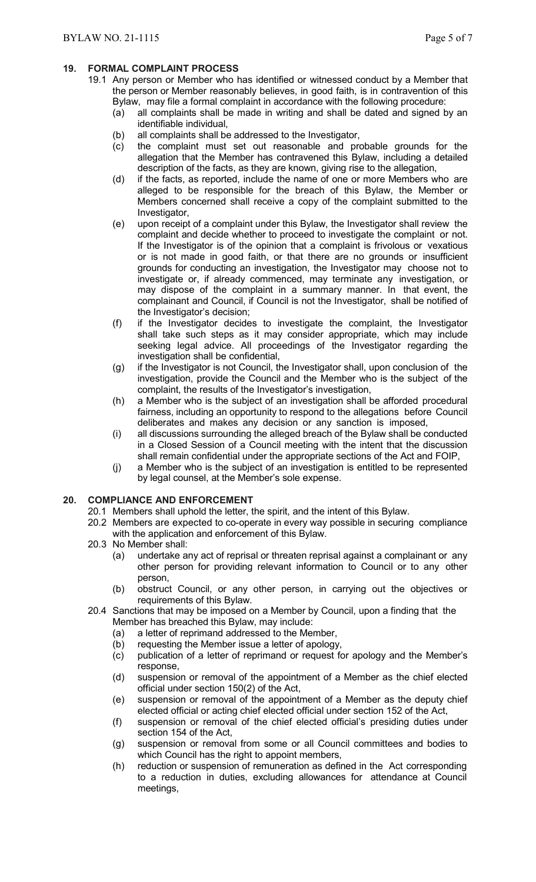## 19. FORMAL COMPLAINT PROCESS

19.1 Any person or Member who has identified or witnessed conduct by a Member that the person or Member reasonably believes, in good faith, is in contravention of this Bylaw, may file a formal complaint in accordance with the following procedure:

(a) all complaints shall be made in writing and shall be dated and signed by an identifiable individual,

(b) all complaints shall be addressed to the Investigator,

(c) the complaint must set out reasonable and probable grounds for the allegation that the Member has contravened this Bylaw, including a detailed description of the facts, as they are known, giving rise to the allegation,

(d) if the facts, as reported, include the name of one or more Members who are alleged to be responsible for the breach of this Bylaw, the Member or Members concerned shall receive a copy of the complaint submitted to the Investigator,

(e) upon receipt of a complaint under this Bylaw, the Investigator shall review the complaint and decide whether to proceed to investigate the complaint or not. If the Investigator is of the opinion that a complaint is frivolous or vexatious or is not made in good faith, or that there are no grounds or insufficient grounds for conducting an investigation, the Investigator may choose not to investigate or, if already commenced, may terminate any investigation, or may dispose of the complaint in a summary manner. In that event, the complainant and Council, if Council is not the Investigator, shall be notified of the Investigator's decision;

(f) if the Investigator decides to investigate the complaint, the Investigator shall take such steps as it may consider appropriate, which may include seeking legal advice. All proceedings of the Investigator regarding the investigation shall be confidential,

(g) if the Investigator is not Council, the Investigator shall, upon conclusion of the investigation, provide the Council and the Member who is the subject of the complaint, the results of the Investigator's investigation,

(h) a Member who is the subject of an investigation shall be afforded procedural fairness, including an opportunity to respond to the allegations before Council deliberates and makes any decision or any sanction is imposed,

(i) all discussions surrounding the alleged breach of the Bylaw shall be conducted in a Closed Session of a Council meeting with the intent that the discussion shall remain confidential under the appropriate sections of the Act and FOIP,

(j) a Member who is the subject of an investigation is entitled to be represented by legal counsel, at the Member's sole expense.

## 20. COMPLIANCE AND ENFORCEMENT

20.1 Members shall uphold the letter, the spirit, and the intent of this Bylaw.

20.2 Members are expected to co-operate in every way possible in securing compliance with the application and enforcement of this Bylaw.

20.3 No Member shall:

(a) undertake any act of reprisal or threaten reprisal against a complainant or any other person for providing relevant information to Council or to any other person,

(b) obstruct Council, or any other person, in carrying out the objectives or requirements of this Bylaw.

20.4 Sanctions that may be imposed on a Member by Council, upon a finding that the Member has breached this Bylaw, may include:

(a) a letter of reprimand addressed to the Member,

(b) requesting the Member issue a letter of apology,

(c) publication of a letter of reprimand or request for apology and the Member's response,

(d) suspension or removal of the appointment of a Member as the chief elected official under section 150(2) of the Act,

(e) suspension or removal of the appointment of a Member as the deputy chief elected official or acting chief elected official under section 152 of the Act,

(f) suspension or removal of the chief elected official's presiding duties under section 154 of the Act,

(g) suspension or removal from some or all Council committees and bodies to which Council has the right to appoint members,

(h) reduction or suspension of remuneration as defined in the Act corresponding to a reduction in duties, excluding allowances for attendance at Council meetings,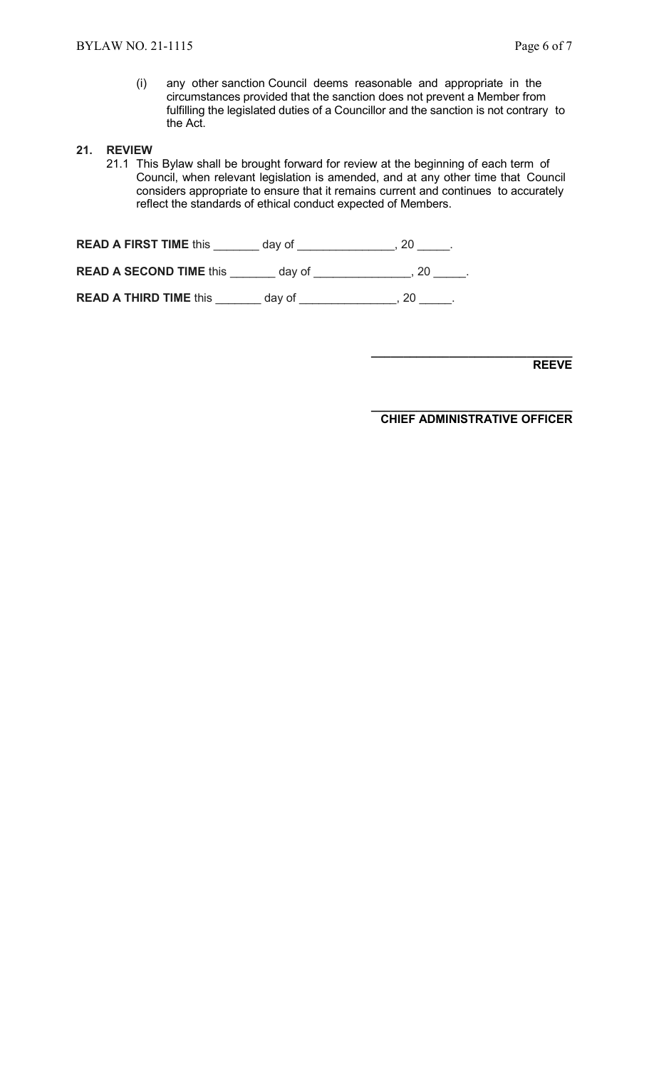(i) any other sanction Council deems reasonable and appropriate in the circumstances provided that the sanction does not prevent a Member from fulfilling the legislated duties of a Councillor and the sanction is not contrary to the Act.

## 21. REVIEW

21.1 This Bylaw shall be brought forward for review at the beginning of each term of Council, when relevant legislation is amended, and at any other time that Council considers appropriate to ensure that it remains current and continues to accurately reflect the standards of ethical conduct expected of Members.

**READ A FIRST TIME** this _______ day of _______________, 20 _____.

**READ A SECOND TIME** this _______ day of _______________, 20 _____.

**READ A THIRD TIME** this _______ day of _______________, 20 _____.

______________________________
**REEVE**

______________________________
**CHIEF ADMINISTRATIVE OFFICER**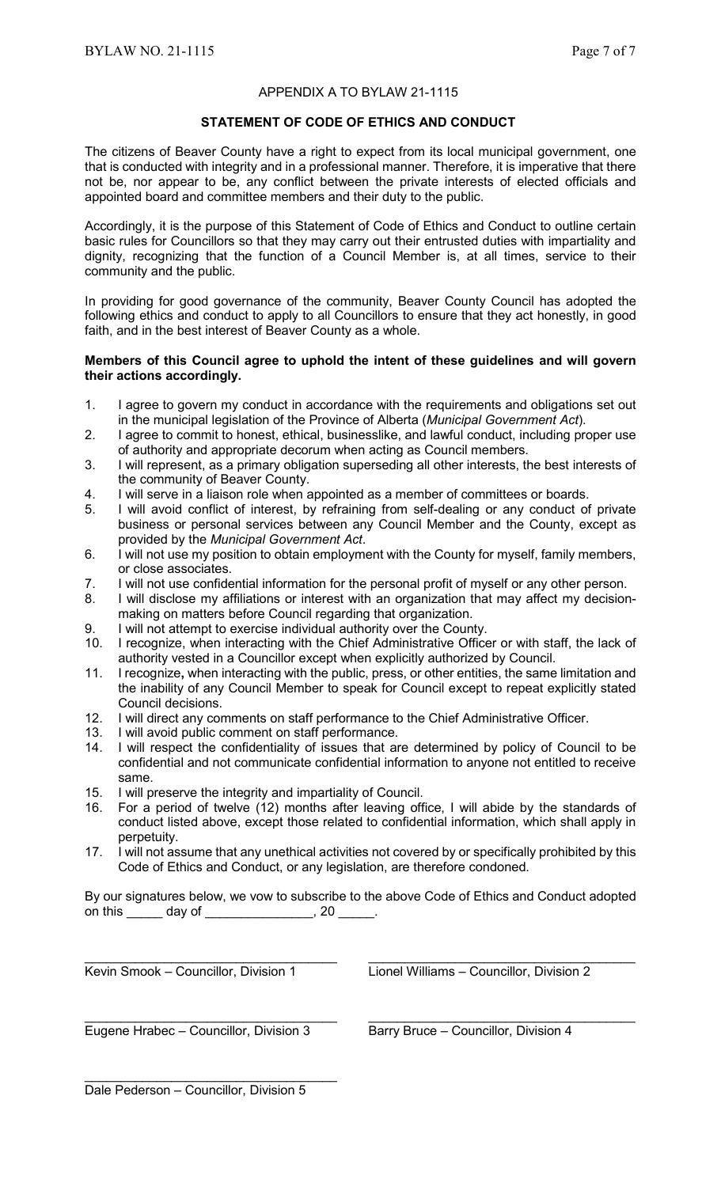## APPENDIX A TO BYLAW 21-1115

### STATEMENT OF CODE OF ETHICS AND CONDUCT

The citizens of Beaver County have a right to expect from its local municipal government, one that is conducted with integrity and in a professional manner. Therefore, it is imperative that there not be, nor appear to be, any conflict between the private interests of elected officials and appointed board and committee members and their duty to the public.

Accordingly, it is the purpose of this Statement of Code of Ethics and Conduct to outline certain basic rules for Councillors so that they may carry out their entrusted duties with impartiality and dignity, recognizing that the function of a Council Member is, at all times, service to their community and the public.

In providing for good governance of the community, Beaver County Council has adopted the following ethics and conduct to apply to all Councillors to ensure that they act honestly, in good faith, and in the best interest of Beaver County as a whole.

**Members of this Council agree to uphold the intent of these guidelines and will govern their actions accordingly.**

1. I agree to govern my conduct in accordance with the requirements and obligations set out in the municipal legislation of the Province of Alberta (*Municipal Government Act*).
2. I agree to commit to honest, ethical, businesslike, and lawful conduct, including proper use of authority and appropriate decorum when acting as Council members.
3. I will represent, as a primary obligation superseding all other interests, the best interests of the community of Beaver County.
4. I will serve in a liaison role when appointed as a member of committees or boards.
5. I will avoid conflict of interest, by refraining from self-dealing or any conduct of private business or personal services between any Council Member and the County, except as provided by the *Municipal Government Act*.
6. I will not use my position to obtain employment with the County for myself, family members, or close associates.
7. I will not use confidential information for the personal profit of myself or any other person.
8. I will disclose my affiliations or interest with an organization that may affect my decision-making on matters before Council regarding that organization.
9. I will not attempt to exercise individual authority over the County.
10. I recognize, when interacting with the Chief Administrative Officer or with staff, the lack of authority vested in a Councillor except when explicitly authorized by Council.
11. I recognize**,** when interacting with the public, press, or other entities, the same limitation and the inability of any Council Member to speak for Council except to repeat explicitly stated Council decisions.
12. I will direct any comments on staff performance to the Chief Administrative Officer.
13. I will avoid public comment on staff performance.
14. I will respect the confidentiality of issues that are determined by policy of Council to be confidential and not communicate confidential information to anyone not entitled to receive same.
15. I will preserve the integrity and impartiality of Council.
16. For a period of twelve (12) months after leaving office, I will abide by the standards of conduct listed above, except those related to confidential information, which shall apply in perpetuity.
17. I will not assume that any unethical activities not covered by or specifically prohibited by this Code of Ethics and Conduct, or any legislation, are therefore condoned.

By our signatures below, we vow to subscribe to the above Code of Ethics and Conduct adopted on this _____ day of _______________, 20 _____.

___________________________________
Kevin Smook – Councillor, Division 1

___________________________________
Lionel Williams – Councillor, Division 2

___________________________________
Eugene Hrabec – Councillor, Division 3

___________________________________
Barry Bruce – Councillor, Division 4

___________________________________
Dale Pederson – Councillor, Division 5